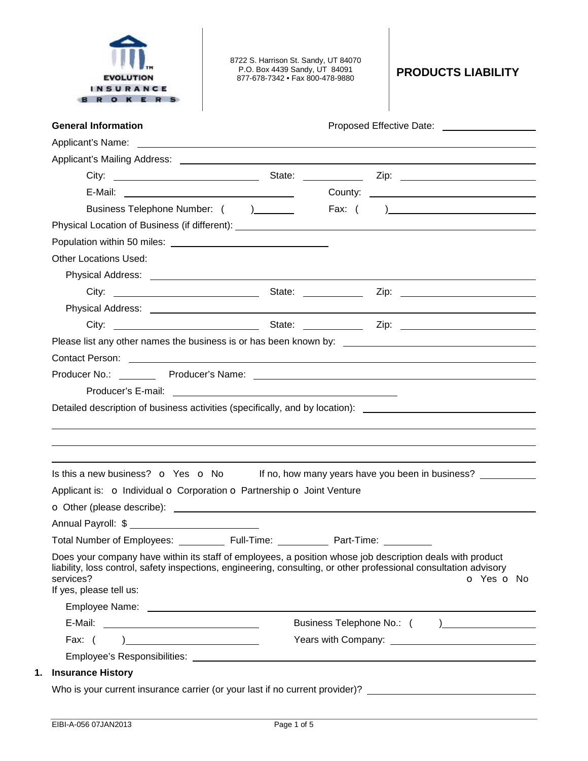EVOLUTION INSURANCE BROKERS

8722 S. Harrison St. Sandy, UT 84070
P.O. Box 4439 Sandy, UT 84091
877-678-7342 • Fax 800-478-9880

# PRODUCTS LIABILITY

**General Information** Proposed Effective Date: ______________

Applicant's Name: ______________________________________________

Applicant's Mailing Address: ______________________________________________

City: ______________ State: ________ Zip: ______________

E-Mail: ______________ County: ______________

Business Telephone Number: (     ) ________ Fax: (     ) ______________

Physical Location of Business (if different): ______________________________________________

Population within 50 miles: ______________

Other Locations Used:

Physical Address: ______________________________________________

City: ______________ State: ________ Zip: ______________

Physical Address: ______________________________________________

City: ______________ State: ________ Zip: ______________

Please list any other names the business is or has been known by: ______________

Contact Person: ______________________________________________

Producer No.: ________ Producer's Name: ______________________________

Producer's E-mail: ______________________________

Detailed description of business activities (specifically, and by location): ______________

______________________________________________

______________________________________________

______________________________________________

Is this a new business? o Yes o No    If no, how many years have you been in business? ________

Applicant is: o Individual o Corporation o Partnership o Joint Venture

o Other (please describe): ______________________________________________

Annual Payroll: $ ______________

Total Number of Employees: ________ Full-Time: ________ Part-Time: ________

Does your company have within its staff of employees, a position whose job description deals with product liability, loss control, safety inspections, engineering, consulting, or other professional consultation advisory services? o Yes o No

If yes, please tell us:

Employee Name: ______________________________________________

E-Mail: ______________ Business Telephone No.: (     ) ______________

Fax: (     ) ______________ Years with Company: ______________

Employee's Responsibilities: ______________________________________________

## 1. Insurance History

Who is your current insurance carrier (or your last if no current provider)? ______________

EIBI-A-056 07JAN2013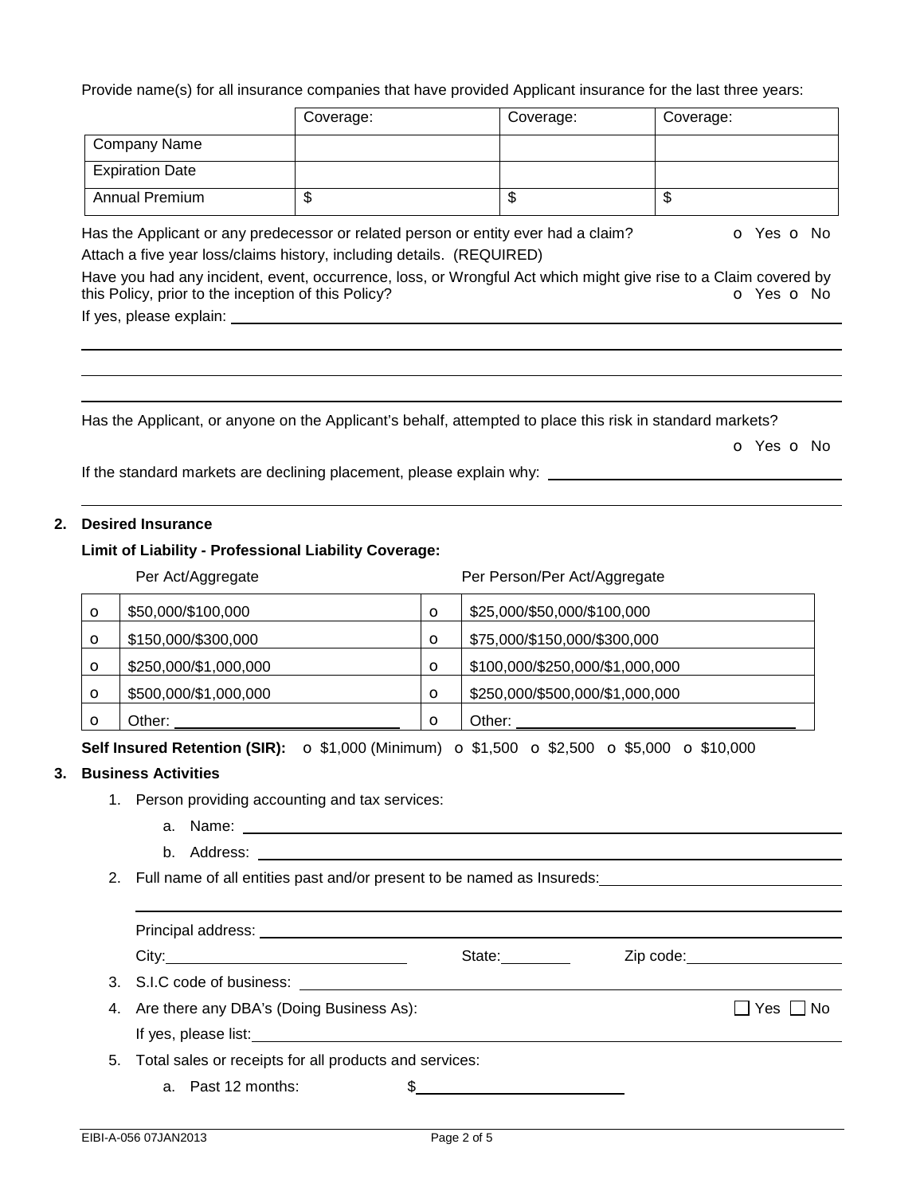Provide name(s) for all insurance companies that have provided Applicant insurance for the last three years:

| | Coverage: | Coverage: | Coverage: |
|---|---|---|---|
| Company Name | | | |
| Expiration Date | | | |
| Annual Premium | $ | $ | $ |

Has the Applicant or any predecessor or related person or entity ever had a claim? o Yes o No

Attach a five year loss/claims history, including details. (REQUIRED)

Have you had any incident, event, occurrence, loss, or Wrongful Act which might give rise to a Claim covered by this Policy, prior to the inception of this Policy? o Yes o No

If yes, please explain: ______________________________________________

______________________________________________

______________________________________________

______________________________________________

Has the Applicant, or anyone on the Applicant's behalf, attempted to place this risk in standard markets?

o Yes o No

If the standard markets are declining placement, please explain why: ______________________________________________

______________________________________________

## 2. Desired Insurance

**Limit of Liability - Professional Liability Coverage:**

| | Per Act/Aggregate | | Per Person/Per Act/Aggregate |
|---|---|---|---|
| o | $50,000/$100,000 | o | $25,000/$50,000/$100,000 |
| o | $150,000/$300,000 | o | $75,000/$150,000/$300,000 |
| o | $250,000/$1,000,000 | o | $100,000/$250,000/$1,000,000 |
| o | $500,000/$1,000,000 | o | $250,000/$500,000/$1,000,000 |
| o | Other: ____________ | o | Other: ____________ |

**Self Insured Retention (SIR):** o $1,000 (Minimum) o $1,500 o $2,500 o $5,000 o $10,000

## 3. Business Activities

1. Person providing accounting and tax services:
   a. Name: ______________________________________________
   b. Address: ______________________________________________
2. Full name of all entities past and/or present to be named as Insureds: ______________________________________________

   ______________________________________________

   Principal address: ______________________________________________

   City: ____________ State: ____________ Zip code: ____________
3. S.I.C code of business: ______________________________________________
4. Are there any DBA's (Doing Business As): ☐ Yes ☐ No

   If yes, please list: ______________________________________________
5. Total sales or receipts for all products and services:
   a. Past 12 months: $____________

EIBI-A-056 07JAN2013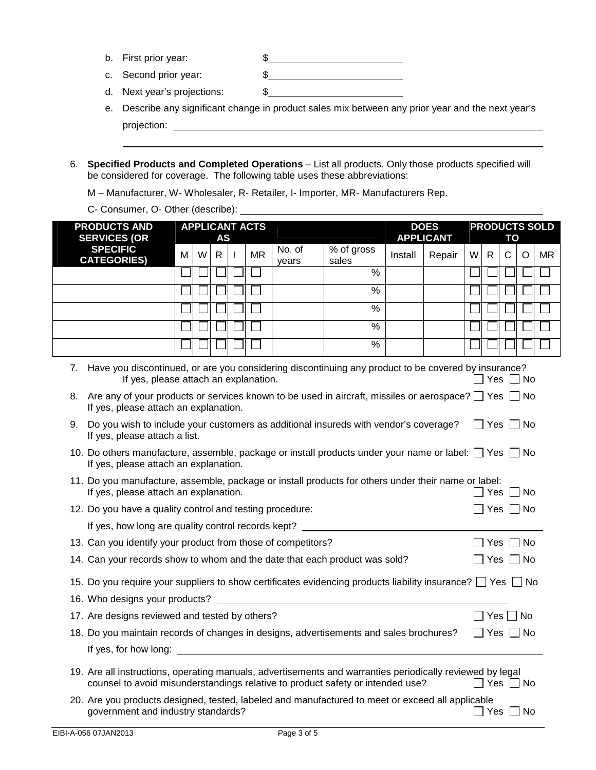b. First prior year: $\_\_\_\_\_\_\_\_\_\_\_\_\_\_\_\_\_\_\_\_

c. Second prior year: $\_\_\_\_\_\_\_\_\_\_\_\_\_\_\_\_\_\_\_\_

d. Next year's projections: $\_\_\_\_\_\_\_\_\_\_\_\_\_\_\_\_\_\_\_\_

e. Describe any significant change in product sales mix between any prior year and the next year's projection: \_\_\_\_\_\_\_\_\_\_\_\_\_\_\_\_\_\_\_\_\_\_\_\_\_\_\_\_\_\_\_\_\_\_\_\_\_\_\_\_

6. **Specified Products and Completed Operations** – List all products. Only those products specified will be considered for coverage. The following table uses these abbreviations:

   M – Manufacturer, W- Wholesaler, R- Retailer, I- Importer, MR- Manufacturers Rep.

   C- Consumer, O- Other (describe): \_\_\_\_\_\_\_\_\_\_\_\_\_\_\_\_\_\_\_\_\_\_\_\_\_\_\_\_\_\_\_\_\_\_\_\_\_\_\_\_

| PRODUCTS AND SERVICES (OR SPECIFIC CATEGORIES) | APPLICANT ACTS AS | | | | | | | DOES APPLICANT | | PRODUCTS SOLD TO | | | | |
|---|---|---|---|---|---|---|---|---|---|---|---|---|---|---|
| | M | W | R | I | MR | No. of years | % of gross sales | Install | Repair | W | R | C | O | MR |
| | ☐ | ☐ | ☐ | ☐ | ☐ | | % | | | ☐ | ☐ | ☐ | ☐ | ☐ |
| | ☐ | ☐ | ☐ | ☐ | ☐ | | % | | | ☐ | ☐ | ☐ | ☐ | ☐ |
| | ☐ | ☐ | ☐ | ☐ | ☐ | | % | | | ☐ | ☐ | ☐ | ☐ | ☐ |
| | ☐ | ☐ | ☐ | ☐ | ☐ | | % | | | ☐ | ☐ | ☐ | ☐ | ☐ |
| | ☐ | ☐ | ☐ | ☐ | ☐ | | % | | | ☐ | ☐ | ☐ | ☐ | ☐ |

7. Have you discontinued, or are you considering discontinuing any product to be covered by insurance? If yes, please attach an explanation. ☐ Yes ☐ No
8. Are any of your products or services known to be used in aircraft, missiles or aerospace? ☐ Yes ☐ No If yes, please attach an explanation.
9. Do you wish to include your customers as additional insureds with vendor's coverage? ☐ Yes ☐ No If yes, please attach a list.
10. Do others manufacture, assemble, package or install products under your name or label: ☐ Yes ☐ No If yes, please attach an explanation.
11. Do you manufacture, assemble, package or install products for others under their name or label: If yes, please attach an explanation. ☐ Yes ☐ No
12. Do you have a quality control and testing procedure: ☐ Yes ☐ No

    If yes, how long are quality control records kept? \_\_\_\_\_\_\_\_\_\_\_\_\_\_\_\_\_\_\_\_
13. Can you identify your product from those of competitors? ☐ Yes ☐ No
14. Can your records show to whom and the date that each product was sold? ☐ Yes ☐ No
15. Do you require your suppliers to show certificates evidencing products liability insurance? ☐ Yes ☐ No
16. Who designs your products? \_\_\_\_\_\_\_\_\_\_\_\_\_\_\_\_\_\_\_\_
17. Are designs reviewed and tested by others? ☐ Yes ☐ No
18. Do you maintain records of changes in designs, advertisements and sales brochures? ☐ Yes ☐ No

    If yes, for how long: \_\_\_\_\_\_\_\_\_\_\_\_\_\_\_\_\_\_\_\_
19. Are all instructions, operating manuals, advertisements and warranties periodically reviewed by legal counsel to avoid misunderstandings relative to product safety or intended use? ☐ Yes ☐ No
20. Are you products designed, tested, labeled and manufactured to meet or exceed all applicable government and industry standards? ☐ Yes ☐ No

EIBI-A-056 07JAN2013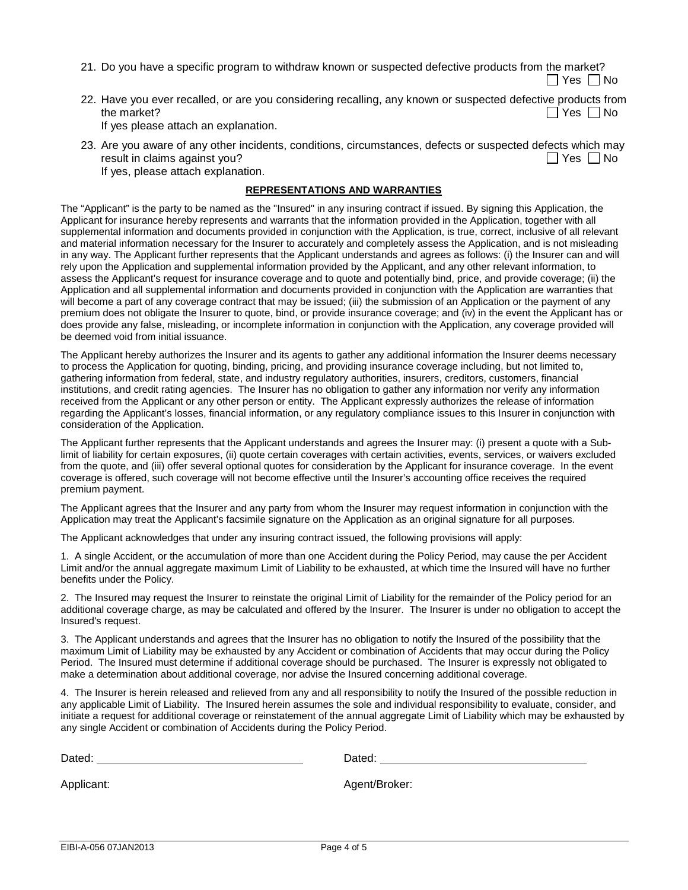21. Do you have a specific program to withdraw known or suspected defective products from the market? ☐ Yes ☐ No

22. Have you ever recalled, or are you considering recalling, any known or suspected defective products from the market? ☐ Yes ☐ No
    If yes please attach an explanation.

23. Are you aware of any other incidents, conditions, circumstances, defects or suspected defects which may result in claims against you? ☐ Yes ☐ No
    If yes, please attach explanation.

## REPRESENTATIONS AND WARRANTIES

The "Applicant" is the party to be named as the "Insured" in any insuring contract if issued. By signing this Application, the Applicant for insurance hereby represents and warrants that the information provided in the Application, together with all supplemental information and documents provided in conjunction with the Application, is true, correct, inclusive of all relevant and material information necessary for the Insurer to accurately and completely assess the Application, and is not misleading in any way. The Applicant further represents that the Applicant understands and agrees as follows: (i) the Insurer can and will rely upon the Application and supplemental information provided by the Applicant, and any other relevant information, to assess the Applicant's request for insurance coverage and to quote and potentially bind, price, and provide coverage; (ii) the Application and all supplemental information and documents provided in conjunction with the Application are warranties that will become a part of any coverage contract that may be issued; (iii) the submission of an Application or the payment of any premium does not obligate the Insurer to quote, bind, or provide insurance coverage; and (iv) in the event the Applicant has or does provide any false, misleading, or incomplete information in conjunction with the Application, any coverage provided will be deemed void from initial issuance.

The Applicant hereby authorizes the Insurer and its agents to gather any additional information the Insurer deems necessary to process the Application for quoting, binding, pricing, and providing insurance coverage including, but not limited to, gathering information from federal, state, and industry regulatory authorities, insurers, creditors, customers, financial institutions, and credit rating agencies. The Insurer has no obligation to gather any information nor verify any information received from the Applicant or any other person or entity. The Applicant expressly authorizes the release of information regarding the Applicant's losses, financial information, or any regulatory compliance issues to this Insurer in conjunction with consideration of the Application.

The Applicant further represents that the Applicant understands and agrees the Insurer may: (i) present a quote with a Sub-limit of liability for certain exposures, (ii) quote certain coverages with certain activities, events, services, or waivers excluded from the quote, and (iii) offer several optional quotes for consideration by the Applicant for insurance coverage. In the event coverage is offered, such coverage will not become effective until the Insurer's accounting office receives the required premium payment.

The Applicant agrees that the Insurer and any party from whom the Insurer may request information in conjunction with the Application may treat the Applicant's facsimile signature on the Application as an original signature for all purposes.

The Applicant acknowledges that under any insuring contract issued, the following provisions will apply:

1. A single Accident, or the accumulation of more than one Accident during the Policy Period, may cause the per Accident Limit and/or the annual aggregate maximum Limit of Liability to be exhausted, at which time the Insured will have no further benefits under the Policy.

2. The Insured may request the Insurer to reinstate the original Limit of Liability for the remainder of the Policy period for an additional coverage charge, as may be calculated and offered by the Insurer. The Insurer is under no obligation to accept the Insured's request.

3. The Applicant understands and agrees that the Insurer has no obligation to notify the Insured of the possibility that the maximum Limit of Liability may be exhausted by any Accident or combination of Accidents that may occur during the Policy Period. The Insured must determine if additional coverage should be purchased. The Insurer is expressly not obligated to make a determination about additional coverage, nor advise the Insured concerning additional coverage.

4. The Insurer is herein released and relieved from any and all responsibility to notify the Insured of the possible reduction in any applicable Limit of Liability. The Insured herein assumes the sole and individual responsibility to evaluate, consider, and initiate a request for additional coverage or reinstatement of the annual aggregate Limit of Liability which may be exhausted by any single Accident or combination of Accidents during the Policy Period.

Dated: ______________________ Dated: ______________________

Applicant: Agent/Broker:

EIBI-A-056 07JAN2013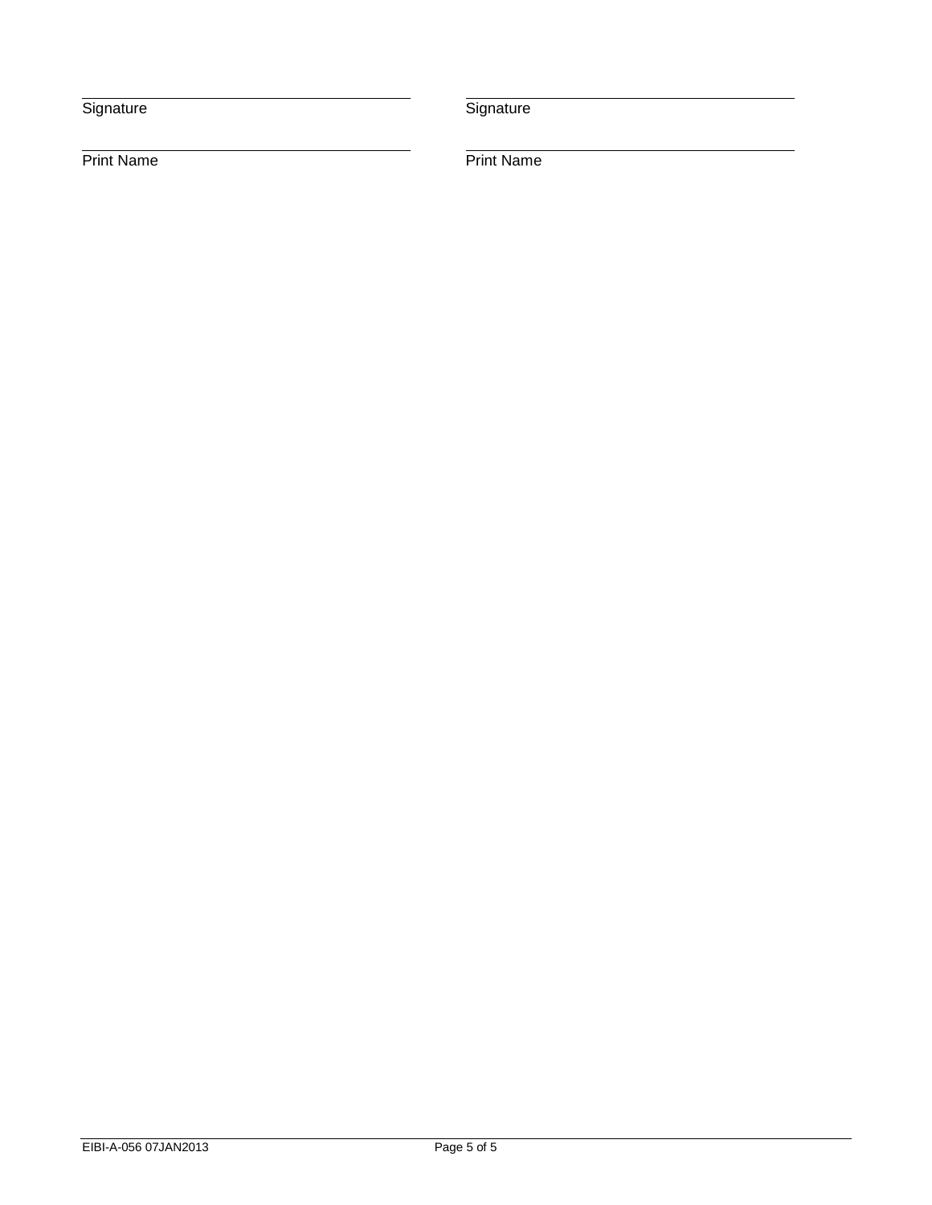| | |
|---|---|
| ______________________________ | ______________________________ |
| Signature | Signature |
| ______________________________ | ______________________________ |
| Print Name | Print Name |